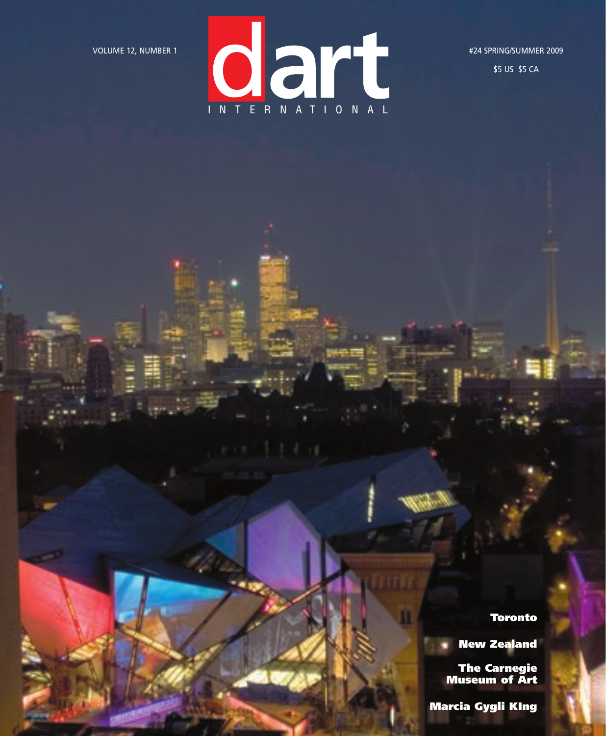VOLUME 12, NUMBER 1

# dart INTERNATIONAL

#24 SPRING/SUMMER 2009

$5 US $5 CA

**Toronto**

**New Zealand**

**The Carnegie Museum of Art**

**Marcia Gygli KIng**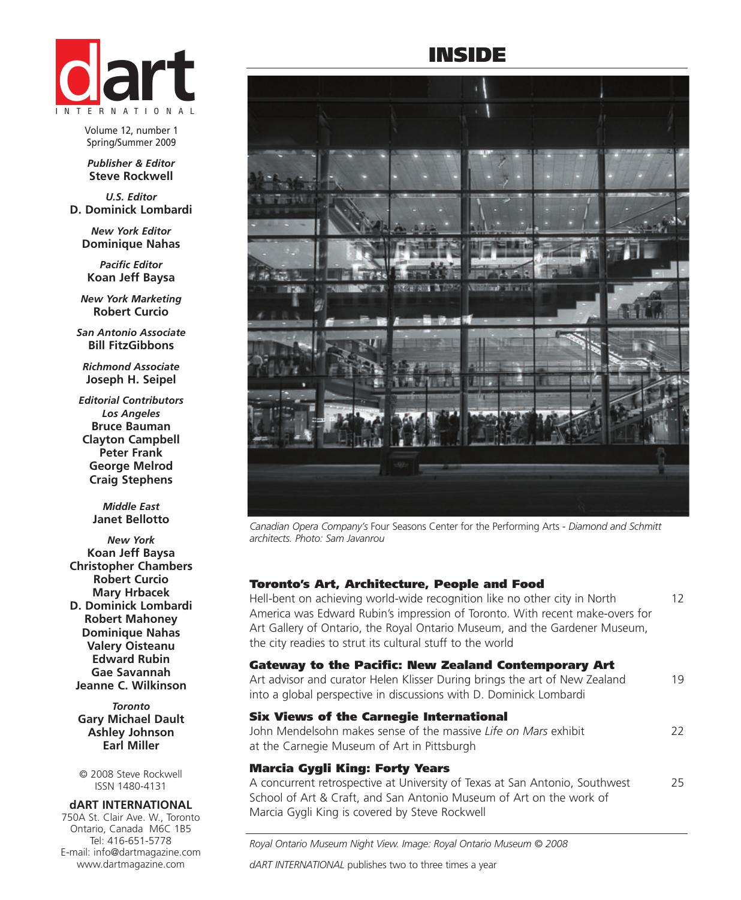# dart INTERNATIONAL

Volume 12, number 1
Spring/Summer 2009

*Publisher & Editor*
**Steve Rockwell**

*U.S. Editor*
**D. Dominick Lombardi**

*New York Editor*
**Dominique Nahas**

*Pacific Editor*
**Koan Jeff Baysa**

*New York Marketing*
**Robert Curcio**

*San Antonio Associate*
**Bill FitzGibbons**

*Richmond Associate*
**Joseph H. Seipel**

*Editorial Contributors*

*Los Angeles*
**Bruce Bauman**
**Clayton Campbell**
**Peter Frank**
**George Melrod**
**Craig Stephens**

*Middle East*
**Janet Bellotto**

*New York*
**Koan Jeff Baysa**
**Christopher Chambers**
**Robert Curcio**
**Mary Hrbacek**
**D. Dominick Lombardi**
**Robert Mahoney**
**Dominique Nahas**
**Valery Oisteanu**
**Edward Rubin**
**Gae Savannah**
**Jeanne C. Wilkinson**

*Toronto*
**Gary Michael Dault**
**Ashley Johnson**
**Earl Miller**

© 2008 Steve Rockwell
ISSN 1480-4131

**dART INTERNATIONAL**
750A St. Clair Ave. W., Toronto
Ontario, Canada M6C 1B5
Tel: 416-651-5778
E-mail: info@dartmagazine.com
www.dartmagazine.com

# INSIDE

*Canadian Opera Company's* Four Seasons Center for the Performing Arts - *Diamond and Schmitt architects. Photo: Sam Javanrou*

**Toronto's Art, Architecture, People and Food** — 12
Hell-bent on achieving world-wide recognition like no other city in North America was Edward Rubin's impression of Toronto. With recent make-overs for Art Gallery of Ontario, the Royal Ontario Museum, and the Gardener Museum, the city readies to strut its cultural stuff to the world

**Gateway to the Pacific: New Zealand Contemporary Art** — 19
Art advisor and curator Helen Klisser During brings the art of New Zealand into a global perspective in discussions with D. Dominick Lombardi

**Six Views of the Carnegie International** — 22
John Mendelsohn makes sense of the massive *Life on Mars* exhibit at the Carnegie Museum of Art in Pittsburgh

**Marcia Gygli King: Forty Years** — 25
A concurrent retrospective at University of Texas at San Antonio, Southwest School of Art & Craft, and San Antonio Museum of Art on the work of Marcia Gygli King is covered by Steve Rockwell

*Royal Ontario Museum Night View. Image: Royal Ontario Museum © 2008*

*dART INTERNATIONAL* publishes two to three times a year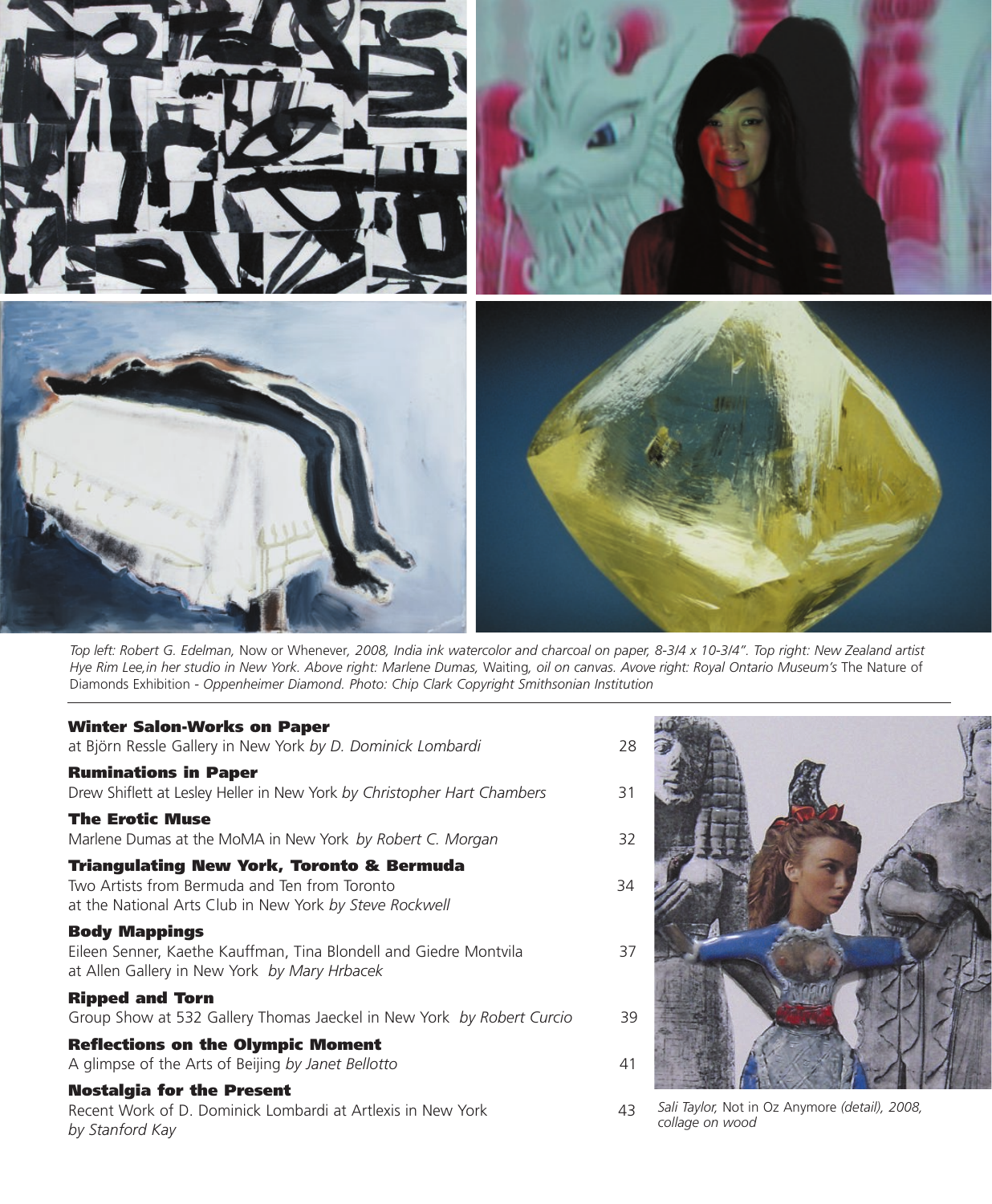*Top left: Robert G. Edelman,* Now or Whenever, *2008, India ink watercolor and charcoal on paper, 8-3/4 x 10-3/4". Top right: New Zealand artist Hye Rim Lee,in her studio in New York. Above right: Marlene Dumas,* Waiting*, oil on canvas. Avove right: Royal Ontario Museum's* The Nature of Diamonds Exhibition - *Oppenheimer Diamond. Photo: Chip Clark Copyright Smithsonian Institution*

**Winter Salon-Works on Paper**
at Björn Ressle Gallery in New York *by D. Dominick Lombardi* 28

**Ruminations in Paper**
Drew Shiflett at Lesley Heller in New York *by Christopher Hart Chambers* 31

**The Erotic Muse**
Marlene Dumas at the MoMA in New York *by Robert C. Morgan* 32

**Triangulating New York, Toronto & Bermuda**
Two Artists from Bermuda and Ten from Toronto
at the National Arts Club in New York *by Steve Rockwell* 34

**Body Mappings**
Eileen Senner, Kaethe Kauffman, Tina Blondell and Giedre Montvila
at Allen Gallery in New York *by Mary Hrbacek* 37

**Ripped and Torn**
Group Show at 532 Gallery Thomas Jaeckel in New York *by Robert Curcio* 39

**Reflections on the Olympic Moment**
A glimpse of the Arts of Beijing *by Janet Bellotto* 41

**Nostalgia for the Present**
Recent Work of D. Dominick Lombardi at Artlexis in New York
*by Stanford Kay* 43

*Sali Taylor,* Not in Oz Anymore *(detail), 2008, collage on wood*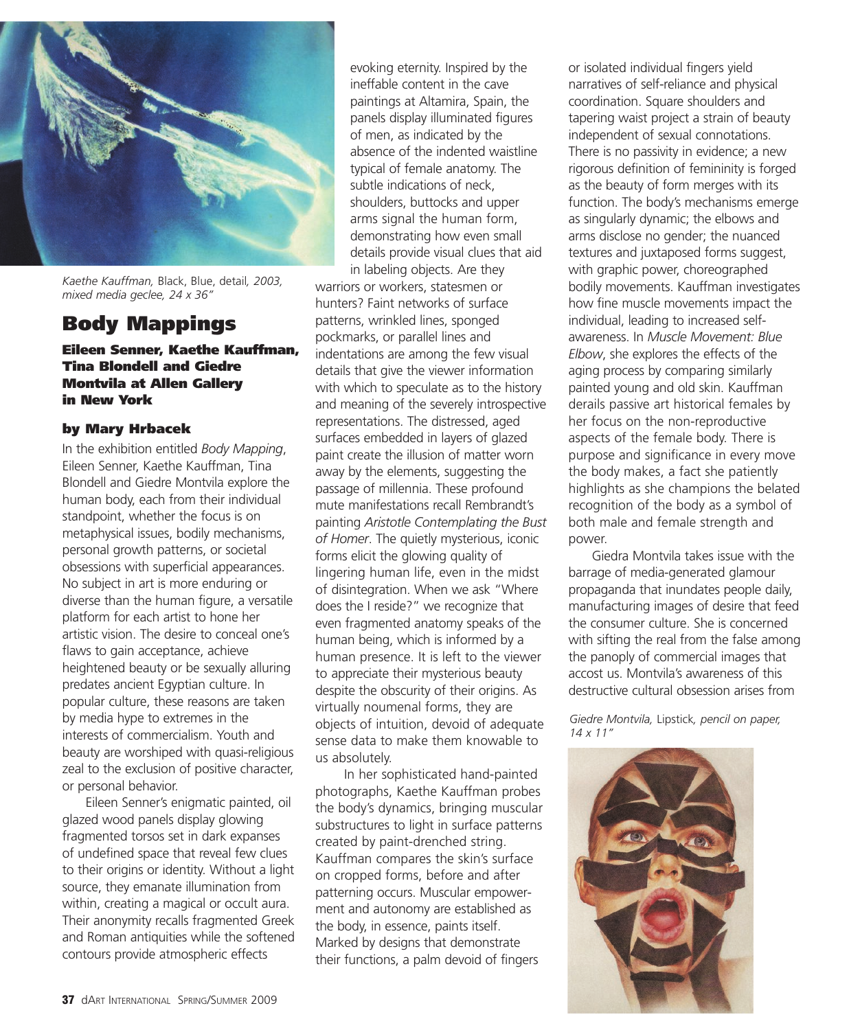*Kaethe Kauffman,* Black, Blue, detail*, 2003, mixed media geclee, 24 x 36"*

# Body Mappings

**Eileen Senner, Kaethe Kauffman, Tina Blondell and Giedre Montvila at Allen Gallery in New York**

**by Mary Hrbacek**

In the exhibition entitled *Body Mapping*, Eileen Senner, Kaethe Kauffman, Tina Blondell and Giedre Montvila explore the human body, each from their individual standpoint, whether the focus is on metaphysical issues, bodily mechanisms, personal growth patterns, or societal obsessions with superficial appearances. No subject in art is more enduring or diverse than the human figure, a versatile platform for each artist to hone her artistic vision. The desire to conceal one's flaws to gain acceptance, achieve heightened beauty or be sexually alluring predates ancient Egyptian culture. In popular culture, these reasons are taken by media hype to extremes in the interests of commercialism. Youth and beauty are worshiped with quasi-religious zeal to the exclusion of positive character, or personal behavior.

Eileen Senner's enigmatic painted, oil glazed wood panels display glowing fragmented torsos set in dark expanses of undefined space that reveal few clues to their origins or identity. Without a light source, they emanate illumination from within, creating a magical or occult aura. Their anonymity recalls fragmented Greek and Roman antiquities while the softened contours provide atmospheric effects evoking eternity. Inspired by the ineffable content in the cave paintings at Altamira, Spain, the panels display illuminated figures of men, as indicated by the absence of the indented waistline typical of female anatomy. The subtle indications of neck, shoulders, buttocks and upper arms signal the human form, demonstrating how even small details provide visual clues that aid in labeling objects. Are they warriors or workers, statesmen or hunters? Faint networks of surface patterns, wrinkled lines, sponged pockmarks, or parallel lines and indentations are among the few visual details that give the viewer information with which to speculate as to the history and meaning of the severely introspective representations. The distressed, aged surfaces embedded in layers of glazed paint create the illusion of matter worn away by the elements, suggesting the passage of millennia. These profound mute manifestations recall Rembrandt's painting *Aristotle Contemplating the Bust of Homer*. The quietly mysterious, iconic forms elicit the glowing quality of lingering human life, even in the midst of disintegration. When we ask "Where does the I reside?" we recognize that even fragmented anatomy speaks of the human being, which is informed by a human presence. It is left to the viewer to appreciate their mysterious beauty despite the obscurity of their origins. As virtually noumenal forms, they are objects of intuition, devoid of adequate sense data to make them knowable to us absolutely.

In her sophisticated hand-painted photographs, Kaethe Kauffman probes the body's dynamics, bringing muscular substructures to light in surface patterns created by paint-drenched string. Kauffman compares the skin's surface on cropped forms, before and after patterning occurs. Muscular empowerment and autonomy are established as the body, in essence, paints itself. Marked by designs that demonstrate their functions, a palm devoid of fingers or isolated individual fingers yield narratives of self-reliance and physical coordination. Square shoulders and tapering waist project a strain of beauty independent of sexual connotations. There is no passivity in evidence; a new rigorous definition of femininity is forged as the beauty of form merges with its function. The body's mechanisms emerge as singularly dynamic; the elbows and arms disclose no gender; the nuanced textures and juxtaposed forms suggest, with graphic power, choreographed bodily movements. Kauffman investigates how fine muscle movements impact the individual, leading to increased self-awareness. In *Muscle Movement: Blue Elbow*, she explores the effects of the aging process by comparing similarly painted young and old skin. Kauffman derails passive art historical females by her focus on the non-reproductive aspects of the female body. There is purpose and significance in every move the body makes, a fact she patiently highlights as she champions the belated recognition of the body as a symbol of both male and female strength and power.

Giedra Montvila takes issue with the barrage of media-generated glamour propaganda that inundates people daily, manufacturing images of desire that feed the consumer culture. She is concerned with sifting the real from the false among the panoply of commercial images that accost us. Montvila's awareness of this destructive cultural obsession arises from

*Giedre Montvila,* Lipstick*, pencil on paper, 14 x 11"*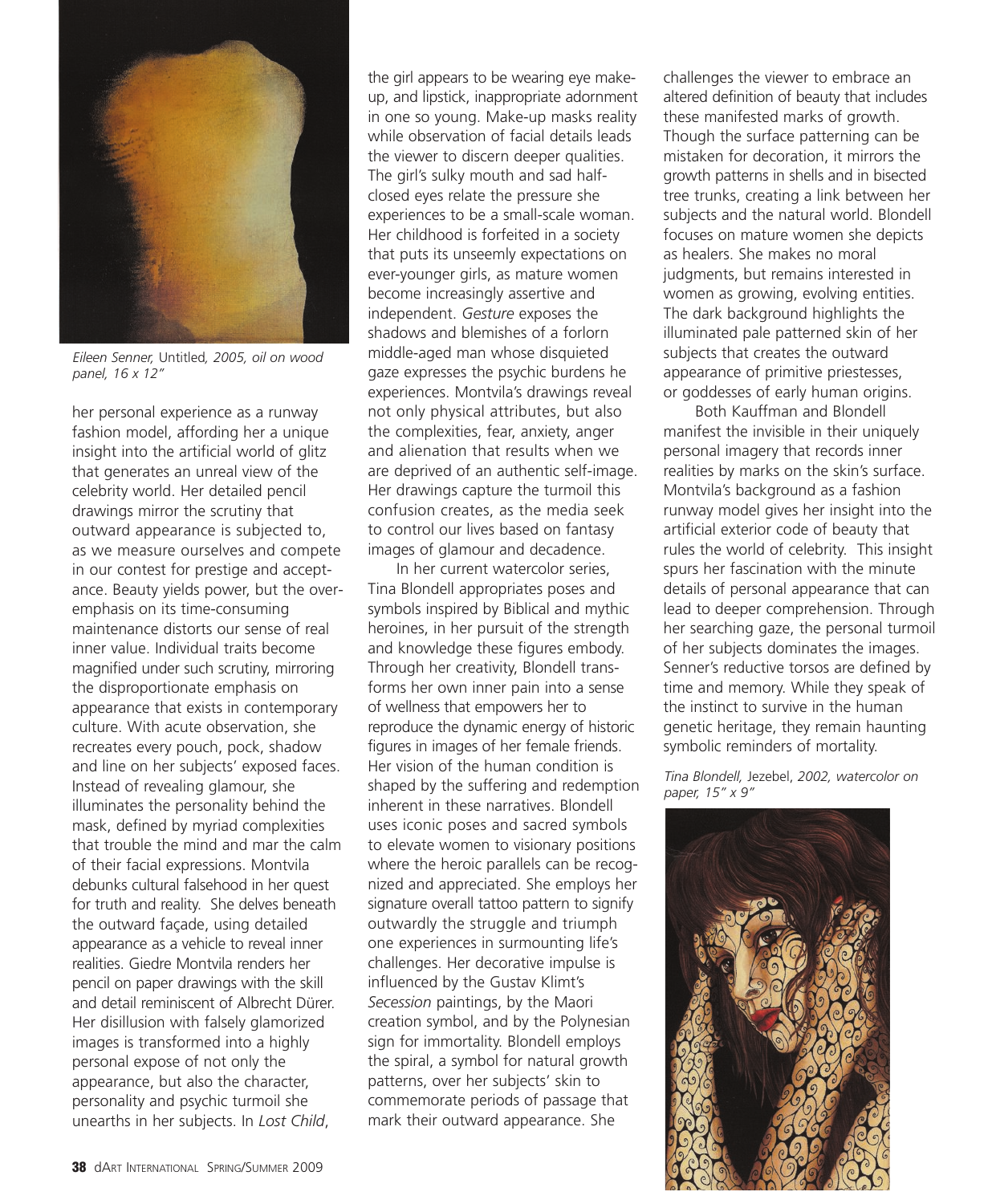*Eileen Senner,* Untitled*, 2005, oil on wood panel, 16 x 12"*

her personal experience as a runway fashion model, affording her a unique insight into the artificial world of glitz that generates an unreal view of the celebrity world. Her detailed pencil drawings mirror the scrutiny that outward appearance is subjected to, as we measure ourselves and compete in our contest for prestige and acceptance. Beauty yields power, but the overemphasis on its time-consuming maintenance distorts our sense of real inner value. Individual traits become magnified under such scrutiny, mirroring the disproportionate emphasis on appearance that exists in contemporary culture. With acute observation, she recreates every pouch, pock, shadow and line on her subjects' exposed faces. Instead of revealing glamour, she illuminates the personality behind the mask, defined by myriad complexities that trouble the mind and mar the calm of their facial expressions. Montvila debunks cultural falsehood in her quest for truth and reality. She delves beneath the outward façade, using detailed appearance as a vehicle to reveal inner realities. Giedre Montvila renders her pencil on paper drawings with the skill and detail reminiscent of Albrecht Dürer. Her disillusion with falsely glamorized images is transformed into a highly personal expose of not only the appearance, but also the character, personality and psychic turmoil she unearths in her subjects. In *Lost Child*, the girl appears to be wearing eye make-up, and lipstick, inappropriate adornment in one so young. Make-up masks reality while observation of facial details leads the viewer to discern deeper qualities. The girl's sulky mouth and sad half-closed eyes relate the pressure she experiences to be a small-scale woman. Her childhood is forfeited in a society that puts its unseemly expectations on ever-younger girls, as mature women become increasingly assertive and independent. *Gesture* exposes the shadows and blemishes of a forlorn middle-aged man whose disquieted gaze expresses the psychic burdens he experiences. Montvila's drawings reveal not only physical attributes, but also the complexities, fear, anxiety, anger and alienation that results when we are deprived of an authentic self-image. Her drawings capture the turmoil this confusion creates, as the media seek to control our lives based on fantasy images of glamour and decadence.

In her current watercolor series, Tina Blondell appropriates poses and symbols inspired by Biblical and mythic heroines, in her pursuit of the strength and knowledge these figures embody. Through her creativity, Blondell transforms her own inner pain into a sense of wellness that empowers her to reproduce the dynamic energy of historic figures in images of her female friends. Her vision of the human condition is shaped by the suffering and redemption inherent in these narratives. Blondell uses iconic poses and sacred symbols to elevate women to visionary positions where the heroic parallels can be recognized and appreciated. She employs her signature overall tattoo pattern to signify outwardly the struggle and triumph one experiences in surmounting life's challenges. Her decorative impulse is influenced by the Gustav Klimt's *Secession* paintings, by the Maori creation symbol, and by the Polynesian sign for immortality. Blondell employs the spiral, a symbol for natural growth patterns, over her subjects' skin to commemorate periods of passage that mark their outward appearance. She challenges the viewer to embrace an altered definition of beauty that includes these manifested marks of growth. Though the surface patterning can be mistaken for decoration, it mirrors the growth patterns in shells and in bisected tree trunks, creating a link between her subjects and the natural world. Blondell focuses on mature women she depicts as healers. She makes no moral judgments, but remains interested in women as growing, evolving entities. The dark background highlights the illuminated pale patterned skin of her subjects that creates the outward appearance of primitive priestesses, or goddesses of early human origins.

Both Kauffman and Blondell manifest the invisible in their uniquely personal imagery that records inner realities by marks on the skin's surface. Montvila's background as a fashion runway model gives her insight into the artificial exterior code of beauty that rules the world of celebrity. This insight spurs her fascination with the minute details of personal appearance that can lead to deeper comprehension. Through her searching gaze, the personal turmoil of her subjects dominates the images. Senner's reductive torsos are defined by time and memory. While they speak of the instinct to survive in the human genetic heritage, they remain haunting symbolic reminders of mortality.

*Tina Blondell,* Jezebel*, 2002, watercolor on paper, 15" x 9"*